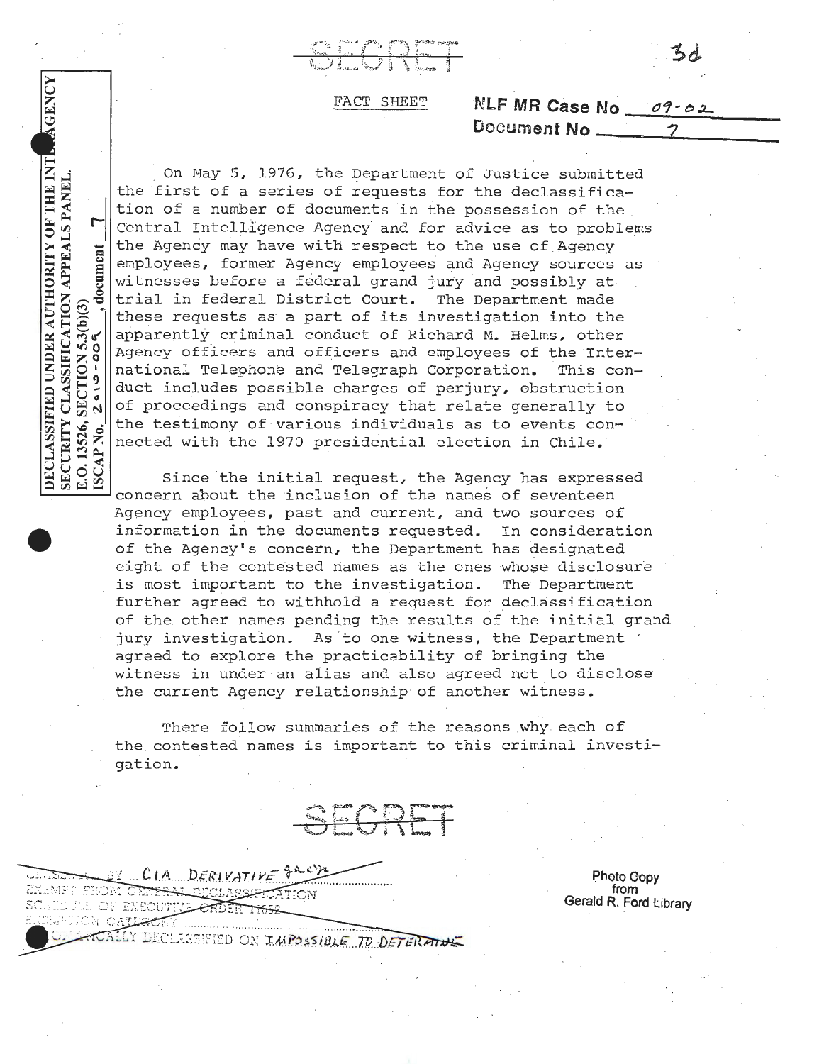SECRET

3d

FACT SHEET

**NLF MR Case No** 09-02
**Document No** 7

DECLASSIFIED UNDER AUTHORITY OF THE INTERAGENCY SECURITY CLASSIFICATION APPEALS PANEL. E.O. 13526, SECTION 5.3(b)(3) ISCAP No. 2010-009, document 7

On May 5, 1976, the Department of Justice submitted the first of a series of requests for the declassification of a number of documents in the possession of the Central Intelligence Agency and for advice as to problems the Agency may have with respect to the use of Agency employees, former Agency employees and Agency sources as witnesses before a federal grand jury and possibly at trial in federal District Court. The Department made these requests as a part of its investigation into the apparently criminal conduct of Richard M. Helms, other Agency officers and officers and employees of the International Telephone and Telegraph Corporation. This conduct includes possible charges of perjury, obstruction of proceedings and conspiracy that relate generally to the testimony of various individuals as to events connected with the 1970 presidential election in Chile.

Since the initial request, the Agency has expressed concern about the inclusion of the names of seventeen Agency employees, past and current, and two sources of information in the documents requested. In consideration of the Agency's concern, the Department has designated eight of the contested names as the ones whose disclosure is most important to the investigation. The Department further agreed to withhold a request for declassification of the other names pending the results of the initial grand jury investigation. As to one witness, the Department agreed to explore the practicability of bringing the witness in under an alias and also agreed not to disclose the current Agency relationship of another witness.

There follow summaries of the reasons why each of the contested names is important to this criminal investigation.

SECRET

CLASSIFIED BY CIA DERIVATIVE
EXEMPT FROM GENERAL DECLASSIFICATION SCHEDULE OF EXECUTIVE ORDER 11652
EXEMPTION CATEGORY
AUTOMATICALLY DECLASSIFIED ON IMPOSSIBLE TO DETERMINE

Photo Copy from Gerald R. Ford Library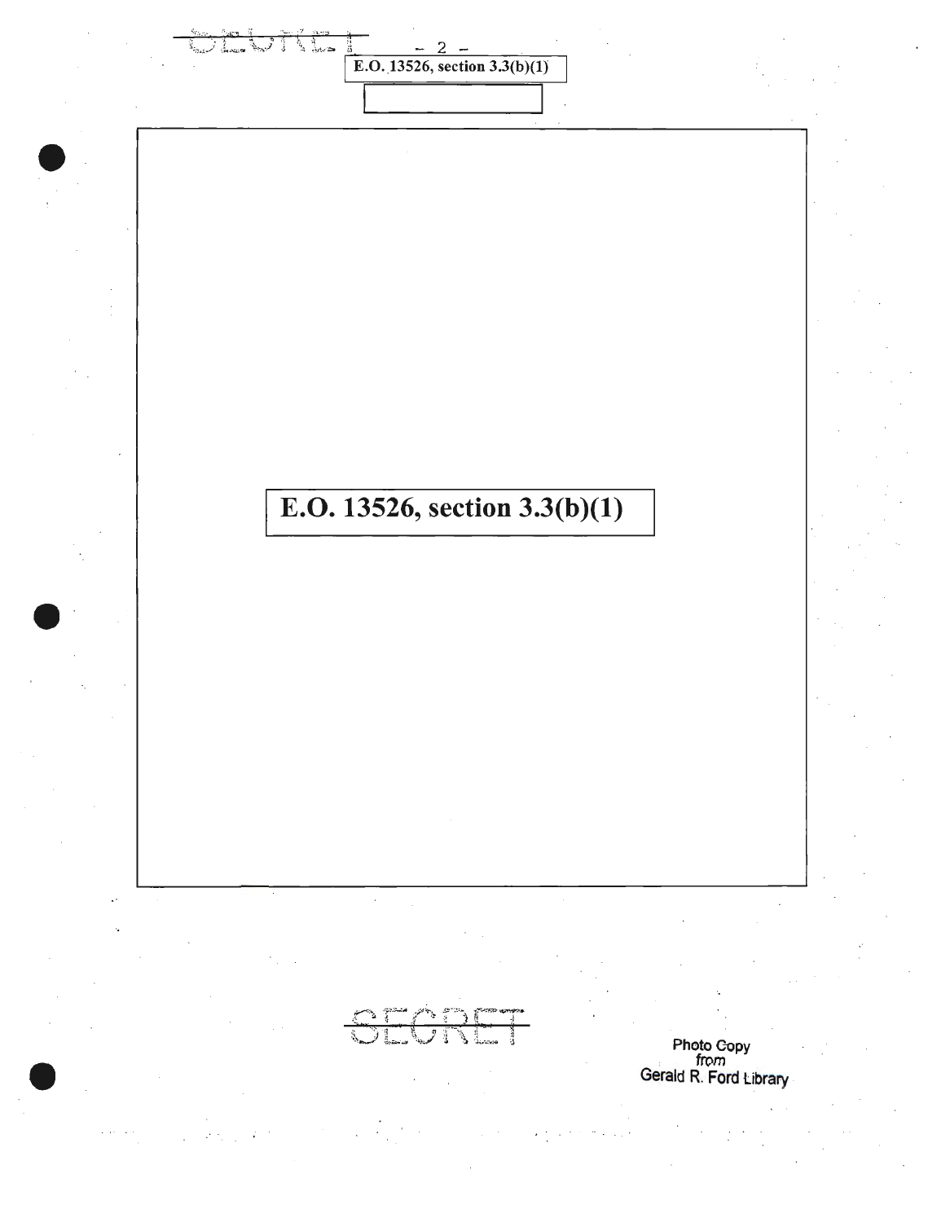E.O. 13526, section 3.3(b)(1)

E.O. 13526, section 3.3(b)(1)

SECRET

Photo Copy
from
Gerald R. Ford Library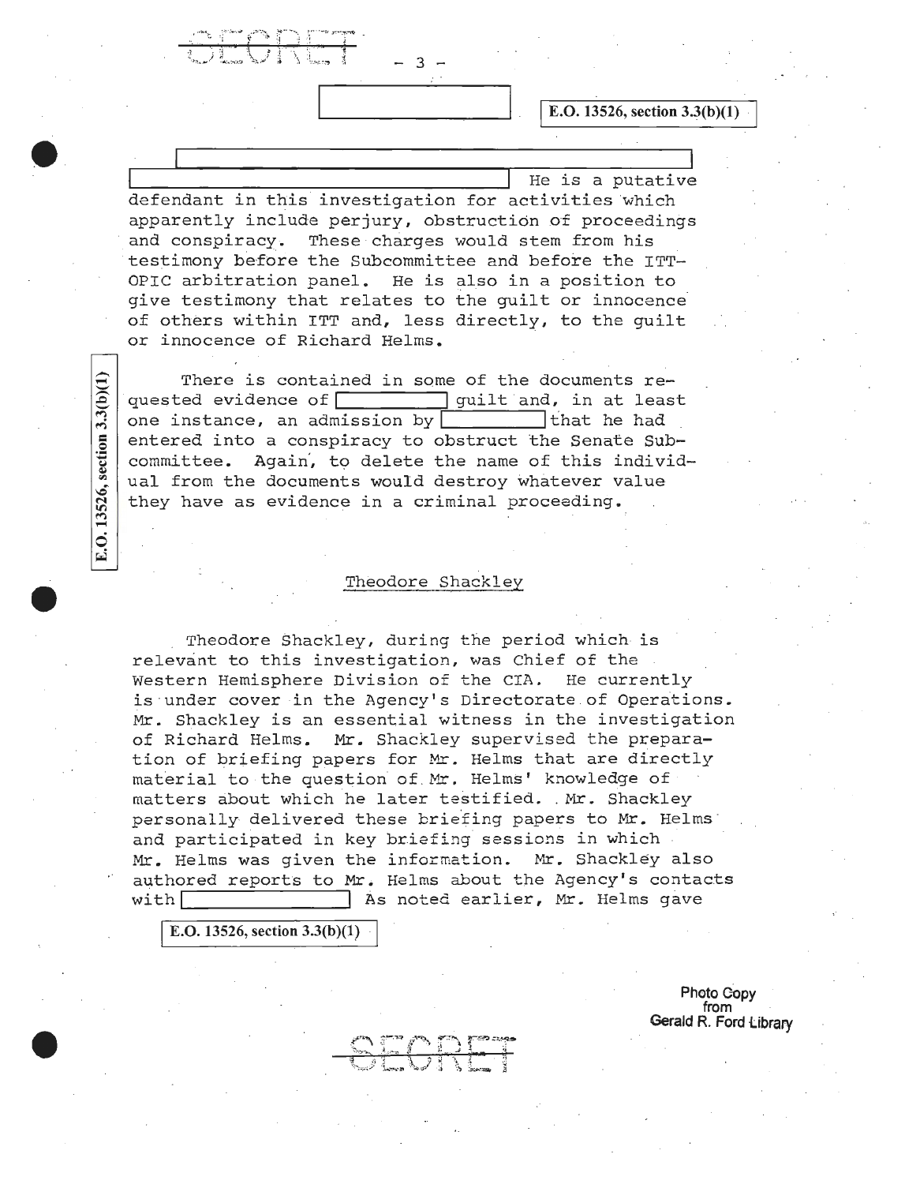E.O. 13526, section 3.3(b)(1)

[          ]

[          ] He is a putative defendant in this investigation for activities which apparently include perjury, obstruction of proceedings and conspiracy. These charges would stem from his testimony before the Subcommittee and before the ITT-OPIC arbitration panel. He is also in a position to give testimony that relates to the guilt or innocence of others within ITT and, less directly, to the guilt or innocence of Richard Helms.

There is contained in some of the documents requested evidence of [          ] guilt and, in at least one instance, an admission by [          ] that he had entered into a conspiracy to obstruct the Senate Subcommittee. Again, to delete the name of this individual from the documents would destroy whatever value they have as evidence in a criminal proceeding.

E.O. 13526, section 3.3(b)(1)

## Theodore Shackley

Theodore Shackley, during the period which is relevant to this investigation, was Chief of the Western Hemisphere Division of the CIA. He currently is under cover in the Agency's Directorate of Operations. Mr. Shackley is an essential witness in the investigation of Richard Helms. Mr. Shackley supervised the preparation of briefing papers for Mr. Helms that are directly material to the question of Mr. Helms' knowledge of matters about which he later testified. Mr. Shackley personally delivered these briefing papers to Mr. Helms and participated in key briefing sessions in which Mr. Helms was given the information. Mr. Shackley also authored reports to Mr. Helms about the Agency's contacts with [          ] As noted earlier, Mr. Helms gave

E.O. 13526, section 3.3(b)(1)

Photo Copy from Gerald R. Ford Library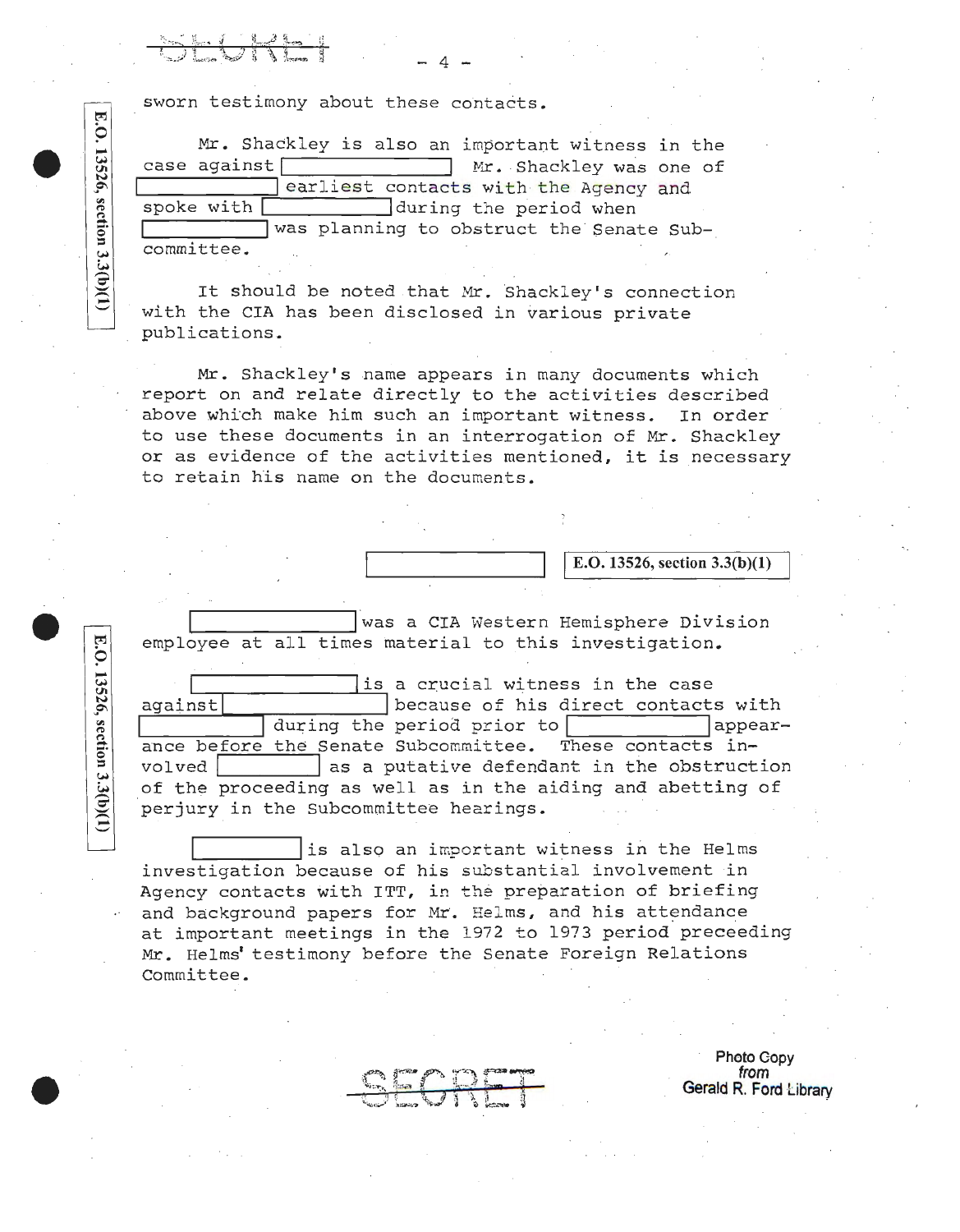sworn testimony about these contacts.

Mr. Shackley is also an important witness in the case against [REDACTED] Mr. Shackley was one of [REDACTED] earliest contacts with the Agency and spoke with [REDACTED] during the period when [REDACTED] was planning to obstruct the Senate Subcommittee.

E.O. 13526, section 3.3(b)(1)

It should be noted that Mr. Shackley's connection with the CIA has been disclosed in various private publications.

Mr. Shackley's name appears in many documents which report on and relate directly to the activities described above which make him such an important witness. In order to use these documents in an interrogation of Mr. Shackley or as evidence of the activities mentioned, it is necessary to retain his name on the documents.

[REDACTED] E.O. 13526, section 3.3(b)(1)

[REDACTED] was a CIA Western Hemisphere Division employee at all times material to this investigation.

[REDACTED] is a crucial witness in the case against [REDACTED] because of his direct contacts with [REDACTED] during the period prior to [REDACTED] appearance before the Senate Subcommittee. These contacts involved [REDACTED] as a putative defendant in the obstruction of the proceeding as well as in the aiding and abetting of perjury in the Subcommittee hearings.

E.O. 13526, section 3.3(b)(1)

[REDACTED] is also an important witness in the Helms investigation because of his substantial involvement in Agency contacts with ITT, in the preparation of briefing and background papers for Mr. Helms, and his attendance at important meetings in the 1972 to 1973 period preceeding Mr. Helms' testimony before the Senate Foreign Relations Committee.

SECRET

Photo Copy from Gerald R. Ford Library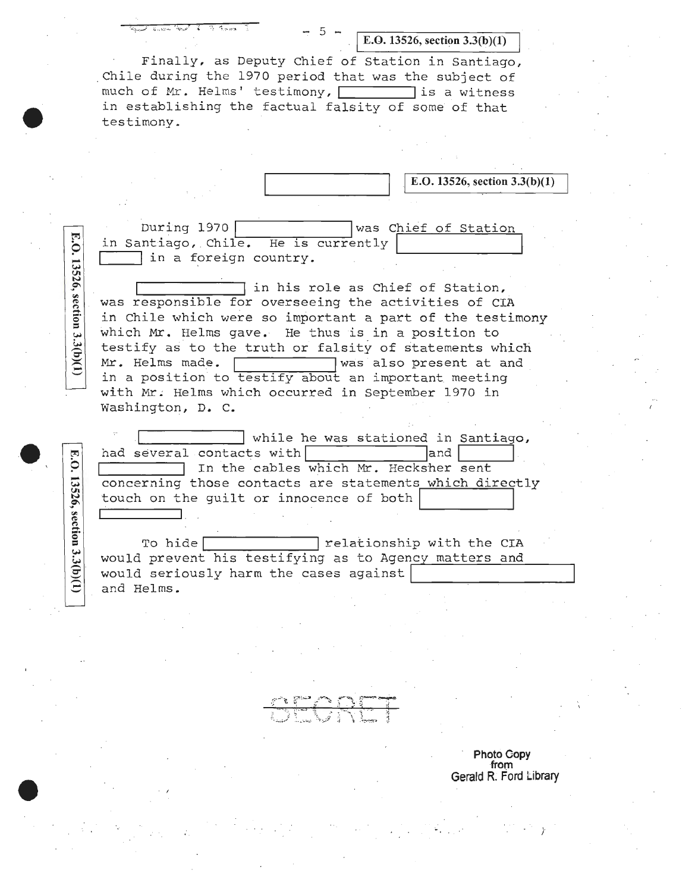E.O. 13526, section 3.3(b)(1)

Finally, as Deputy Chief of Station in Santiago, Chile during the 1970 period that was the subject of much of Mr. Helms' testimony, [REDACTED] is a witness in establishing the factual falsity of some of that testimony.

[REDACTED] E.O. 13526, section 3.3(b)(1)

During 1970 [REDACTED] was Chief of Station in Santiago, Chile. He is currently [REDACTED] in a foreign country.

[REDACTED] in his role as Chief of Station, was responsible for overseeing the activities of CIA in Chile which were so important a part of the testimony which Mr. Helms gave. He thus is in a position to testify as to the truth or falsity of statements which Mr. Helms made. [REDACTED] was also present at and in a position to testify about an important meeting with Mr. Helms which occurred in September 1970 in Washington, D. C.

[REDACTED] while he was stationed in Santiago, had several contacts with [REDACTED] and [REDACTED] In the cables which Mr. Hecksher sent concerning those contacts are statements which directly touch on the guilt or innocence of both [REDACTED]

To hide [REDACTED] relationship with the CIA would prevent his testifying as to Agency matters and would seriously harm the cases against [REDACTED] and Helms.

E.O. 13526, section 3.3(b)(1)

E.O. 13526, section 3.3(b)(1)

SECRET

Photo Copy from Gerald R. Ford Library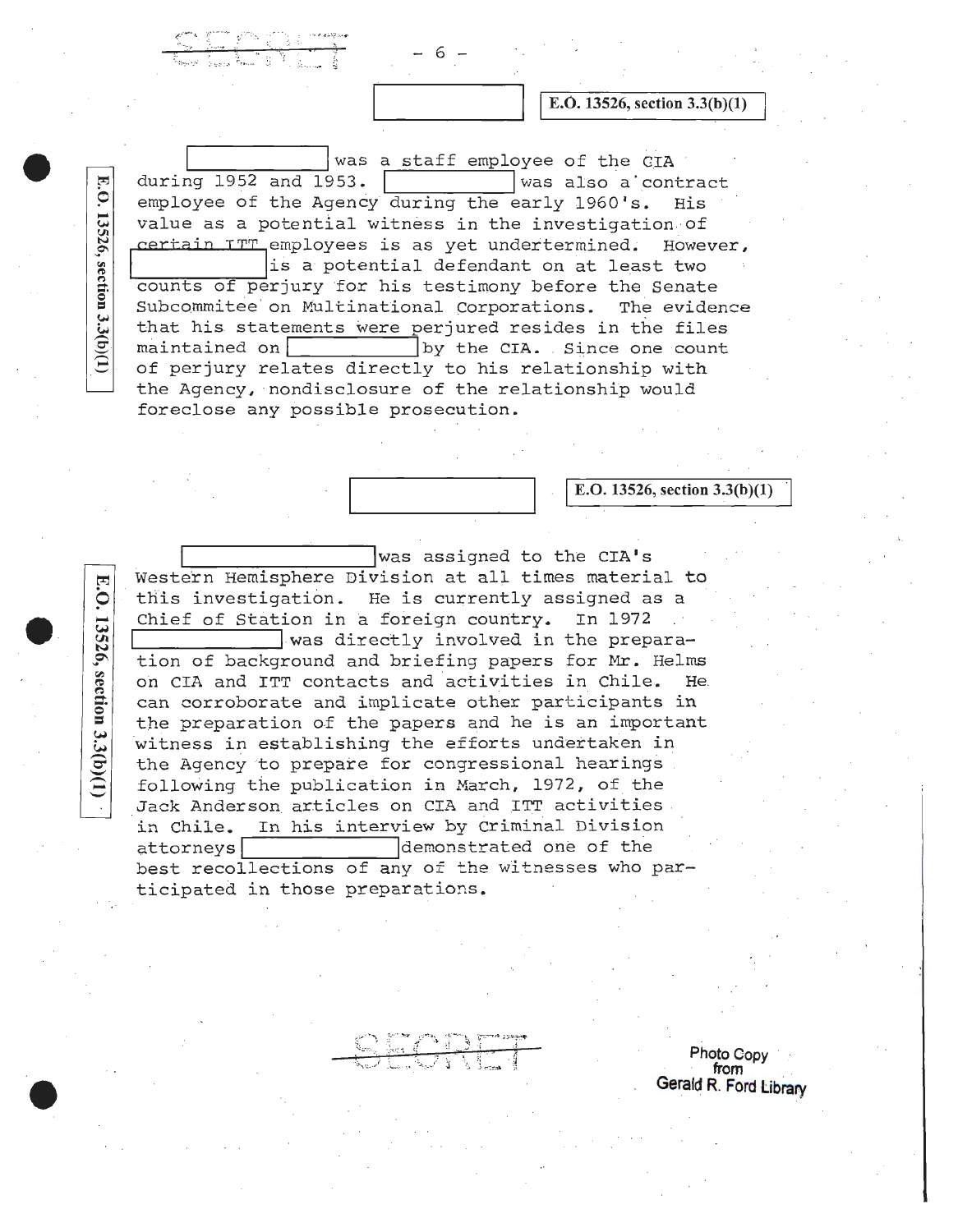E.O. 13526, section 3.3(b)(1)

[REDACTED] was a staff employee of the CIA during 1952 and 1953. [REDACTED] was also a contract employee of the Agency during the early 1960's. His value as a potential witness in the investigation of certain ITT employees is as yet undertermined. However, [REDACTED] is a potential defendant on at least two counts of perjury for his testimony before the Senate Subcommitee on Multinational Corporations. The evidence that his statements were perjured resides in the files maintained on [REDACTED] by the CIA. Since one count of perjury relates directly to his relationship with the Agency, nondisclosure of the relationship would foreclose any possible prosecution.

E.O. 13526, section 3.3(b)(1)

E.O. 13526, section 3.3(b)(1)

[REDACTED] was assigned to the CIA's Western Hemisphere Division at all times material to this investigation. He is currently assigned as a Chief of Station in a foreign country. In 1972 [REDACTED] was directly involved in the preparation of background and briefing papers for Mr. Helms on CIA and ITT contacts and activities in Chile. He can corroborate and implicate other participants in the preparation of the papers and he is an important witness in establishing the efforts undertaken in the Agency to prepare for congressional hearings following the publication in March, 1972, of the Jack Anderson articles on CIA and ITT activities in Chile. In his interview by Criminal Division attorneys [REDACTED] demonstrated one of the best recollections of any of the witnesses who participated in those preparations.

E.O. 13526, section 3.3(b)(1)

Photo Copy from Gerald R. Ford Library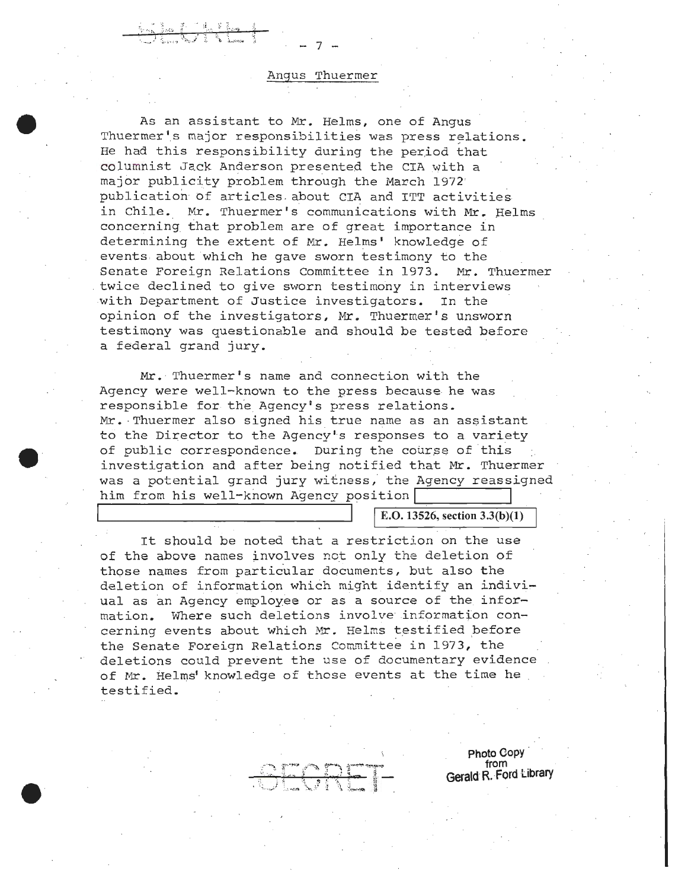## Angus Thuermer

As an assistant to Mr. Helms, one of Angus Thuermer's major responsibilities was press relations. He had this responsibility during the period that columnist Jack Anderson presented the CIA with a major publicity problem through the March 1972 publication of articles about CIA and ITT activities in Chile. Mr. Thuermer's communications with Mr. Helms concerning that problem are of great importance in determining the extent of Mr. Helms' knowledge of events about which he gave sworn testimony to the Senate Foreign Relations Committee in 1973. Mr. Thuermer twice declined to give sworn testimony in interviews with Department of Justice investigators. In the opinion of the investigators, Mr. Thuermer's unsworn testimony was questionable and should be tested before a federal grand jury.

Mr. Thuermer's name and connection with the Agency were well-known to the press because he was responsible for the Agency's press relations. Mr. Thuermer also signed his true name as an assistant to the Director to the Agency's responses to a variety of public correspondence. During the course of this investigation and after being notified that Mr. Thuermer was a potential grand jury witness, the Agency reassigned him from his well-known Agency position [redacted]

[redacted] **E.O. 13526, section 3.3(b)(1)**

It should be noted that a restriction on the use of the above names involves not only the deletion of those names from particular documents, but also the deletion of information which might identify an indiviual as an Agency employee or as a source of the information. Where such deletions involve information concerning events about which Mr. Helms testified before the Senate Foreign Relations Committee in 1973, the deletions could prevent the use of documentary evidence of Mr. Helms' knowledge of those events at the time he testified.

SECRET

Photo Copy from Gerald R. Ford Library